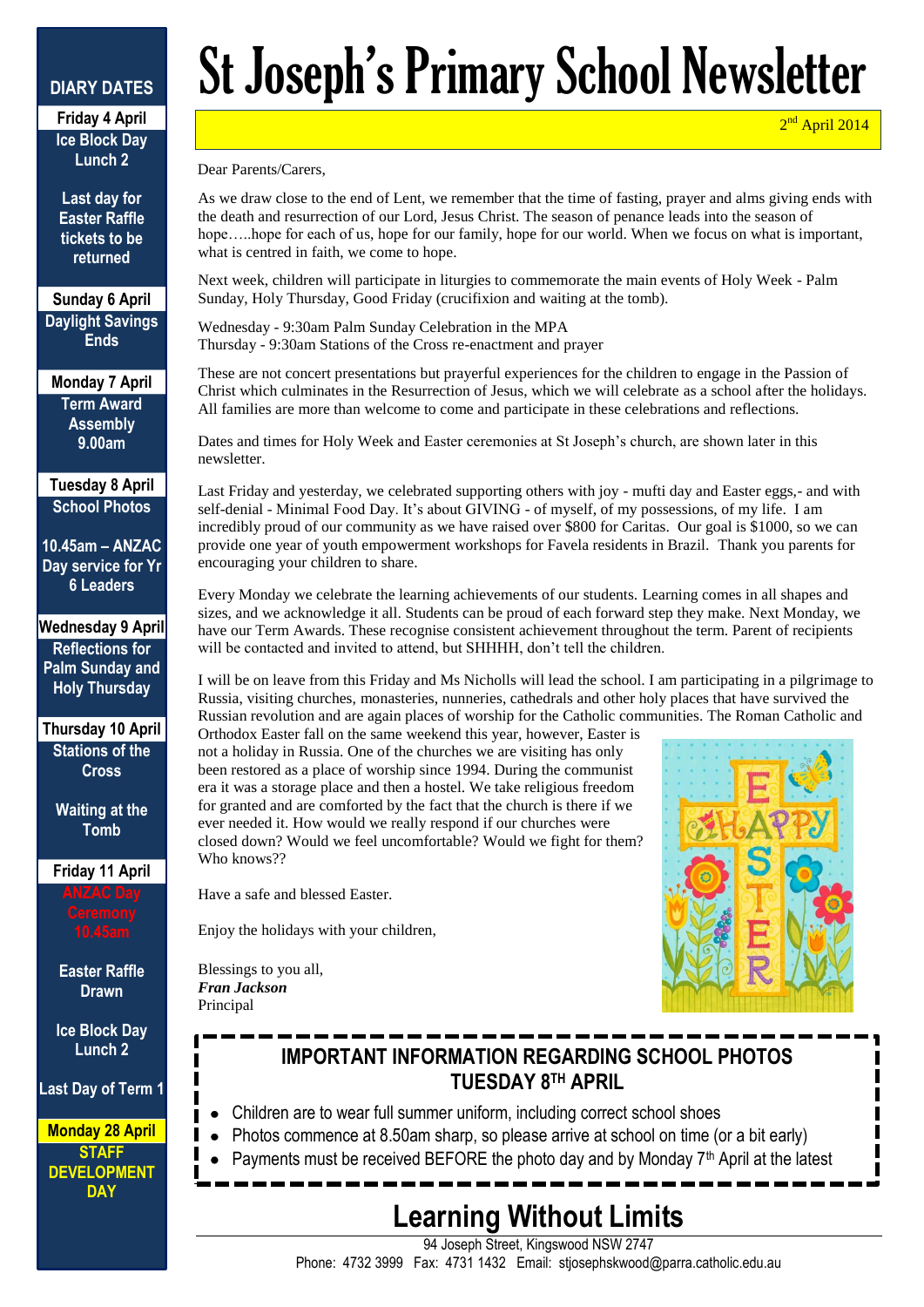# St Joseph's Primary School Newsletter

2nd April 2014

## DIARY DATES

**Friday 4 April**
Ice Block Day Lunch 2

Last day for Easter Raffle tickets to be returned

**Sunday 6 April**
Daylight Savings Ends

**Monday 7 April**
Term Award Assembly 9.00am

**Tuesday 8 April**
School Photos

10.45am – ANZAC Day service for Yr 6 Leaders

**Wednesday 9 April**
Reflections for Palm Sunday and Holy Thursday

**Thursday 10 April**
Stations of the Cross

Waiting at the Tomb

**Friday 11 April**
ANZAC Day Ceremony 10.45am

Easter Raffle Drawn

Ice Block Day Lunch 2

Last Day of Term 1

**Monday 28 April**
STAFF DEVELOPMENT DAY

---

Dear Parents/Carers,

As we draw close to the end of Lent, we remember that the time of fasting, prayer and alms giving ends with the death and resurrection of our Lord, Jesus Christ. The season of penance leads into the season of hope…..hope for each of us, hope for our family, hope for our world. When we focus on what is important, what is centred in faith, we come to hope.

Next week, children will participate in liturgies to commemorate the main events of Holy Week - Palm Sunday, Holy Thursday, Good Friday (crucifixion and waiting at the tomb).

Wednesday - 9:30am Palm Sunday Celebration in the MPA
Thursday - 9:30am Stations of the Cross re-enactment and prayer

These are not concert presentations but prayerful experiences for the children to engage in the Passion of Christ which culminates in the Resurrection of Jesus, which we will celebrate as a school after the holidays. All families are more than welcome to come and participate in these celebrations and reflections.

Dates and times for Holy Week and Easter ceremonies at St Joseph's church, are shown later in this newsletter.

Last Friday and yesterday, we celebrated supporting others with joy - mufti day and Easter eggs,- and with self-denial - Minimal Food Day. It's about GIVING - of myself, of my possessions, of my life. I am incredibly proud of our community as we have raised over $800 for Caritas. Our goal is $1000, so we can provide one year of youth empowerment workshops for Favela residents in Brazil. Thank you parents for encouraging your children to share.

Every Monday we celebrate the learning achievements of our students. Learning comes in all shapes and sizes, and we acknowledge it all. Students can be proud of each forward step they make. Next Monday, we have our Term Awards. These recognise consistent achievement throughout the term. Parent of recipients will be contacted and invited to attend, but SHHHH, don't tell the children.

I will be on leave from this Friday and Ms Nicholls will lead the school. I am participating in a pilgrimage to Russia, visiting churches, monasteries, nunneries, cathedrals and other holy places that have survived the Russian revolution and are again places of worship for the Catholic communities. The Roman Catholic and Orthodox Easter fall on the same weekend this year, however, Easter is not a holiday in Russia. One of the churches we are visiting has only been restored as a place of worship since 1994. During the communist era it was a storage place and then a hostel. We take religious freedom for granted and are comforted by the fact that the church is there if we ever needed it. How would we really respond if our churches were closed down? Would we feel uncomfortable? Would we fight for them? Who knows??

Have a safe and blessed Easter.

Enjoy the holidays with your children,

Blessings to you all,
***Fran Jackson***
Principal

## IMPORTANT INFORMATION REGARDING SCHOOL PHOTOS TUESDAY 8TH APRIL

- Children are to wear full summer uniform, including correct school shoes
- Photos commence at 8.50am sharp, so please arrive at school on time (or a bit early)
- Payments must be received BEFORE the photo day and by Monday 7th April at the latest

## Learning Without Limits

94 Joseph Street, Kingswood NSW 2747
Phone: 4732 3999 Fax: 4731 1432 Email: stjosephskwood@parra.catholic.edu.au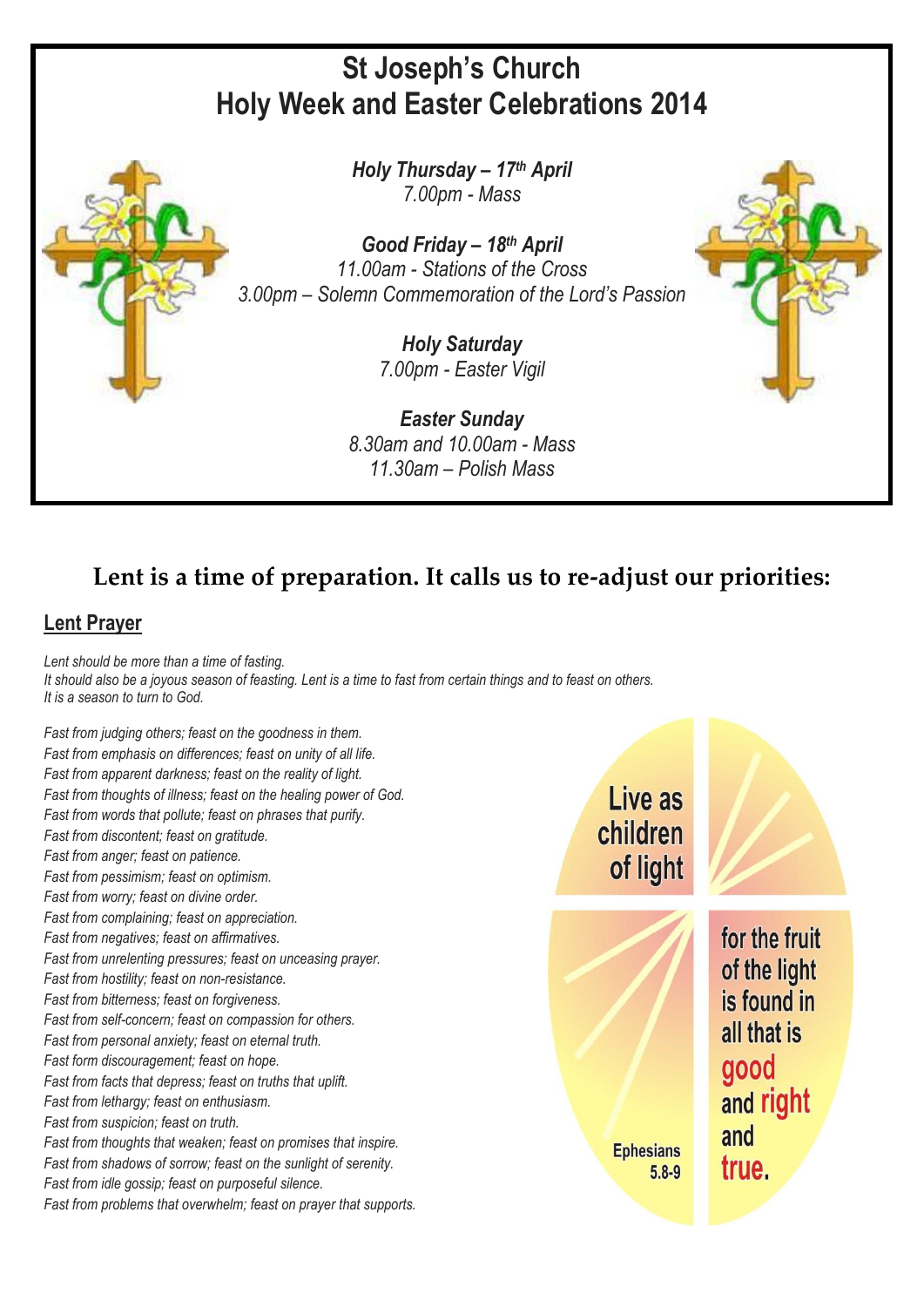# St Joseph's Church
# Holy Week and Easter Celebrations 2014

***Holy Thursday – 17th April***
*7.00pm - Mass*

***Good Friday – 18th April***
*11.00am - Stations of the Cross*
*3.00pm – Solemn Commemoration of the Lord's Passion*

***Holy Saturday***
*7.00pm - Easter Vigil*

***Easter Sunday***
*8.30am and 10.00am - Mass*
*11.30am – Polish Mass*

## Lent is a time of preparation. It calls us to re-adjust our priorities:

### Lent Prayer

*Lent should be more than a time of fasting.*
*It should also be a joyous season of feasting. Lent is a time to fast from certain things and to feast on others.*
*It is a season to turn to God.*

*Fast from judging others; feast on the goodness in them.*
*Fast from emphasis on differences; feast on unity of all life.*
*Fast from apparent darkness; feast on the reality of light.*
*Fast from thoughts of illness; feast on the healing power of God.*
*Fast from words that pollute; feast on phrases that purify.*
*Fast from discontent; feast on gratitude.*
*Fast from anger; feast on patience.*
*Fast from pessimism; feast on optimism.*
*Fast from worry; feast on divine order.*
*Fast from complaining; feast on appreciation.*
*Fast from negatives; feast on affirmatives.*
*Fast from unrelenting pressures; feast on unceasing prayer.*
*Fast from hostility; feast on non-resistance.*
*Fast from bitterness; feast on forgiveness.*
*Fast from self-concern; feast on compassion for others.*
*Fast from personal anxiety; feast on eternal truth.*
*Fast form discouragement; feast on hope.*
*Fast from facts that depress; feast on truths that uplift.*
*Fast from lethargy; feast on enthusiasm.*
*Fast from suspicion; feast on truth.*
*Fast from thoughts that weaken; feast on promises that inspire.*
*Fast from shadows of sorrow; feast on the sunlight of serenity.*
*Fast from idle gossip; feast on purposeful silence.*
*Fast from problems that overwhelm; feast on prayer that supports.*

Live as children of light for the fruit of the light is found in all that is good and right and true.

Ephesians 5.8-9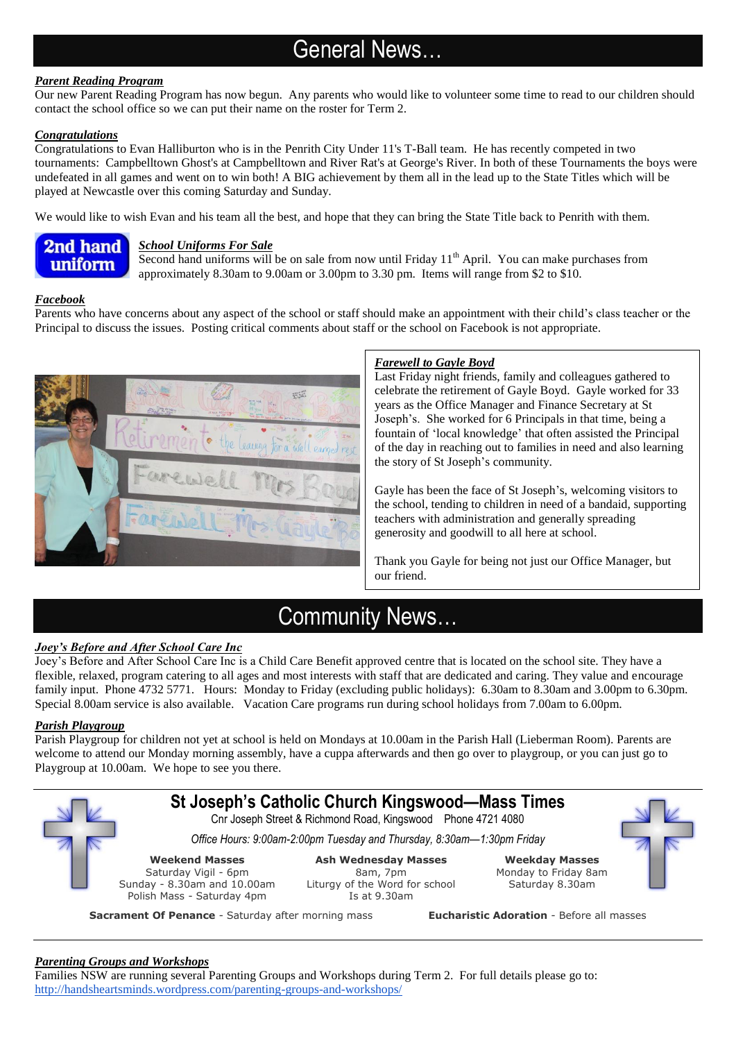# General News…

***Parent Reading Program***

Our new Parent Reading Program has now begun. Any parents who would like to volunteer some time to read to our children should contact the school office so we can put their name on the roster for Term 2.

***Congratulations***

Congratulations to Evan Halliburton who is in the Penrith City Under 11's T-Ball team. He has recently competed in two tournaments: Campbelltown Ghost's at Campbelltown and River Rat's at George's River. In both of these Tournaments the boys were undefeated in all games and went on to win both! A BIG achievement by them all in the lead up to the State Titles which will be played at Newcastle over this coming Saturday and Sunday.

We would like to wish Evan and his team all the best, and hope that they can bring the State Title back to Penrith with them.

2nd hand uniform

***School Uniforms For Sale***

Second hand uniforms will be on sale from now until Friday 11th April. You can make purchases from approximately 8.30am to 9.00am or 3.00pm to 3.30 pm. Items will range from $2 to $10.

***Facebook***

Parents who have concerns about any aspect of the school or staff should make an appointment with their child's class teacher or the Principal to discuss the issues. Posting critical comments about staff or the school on Facebook is not appropriate.

***Farewell to Gayle Boyd***

Last Friday night friends, family and colleagues gathered to celebrate the retirement of Gayle Boyd. Gayle worked for 33 years as the Office Manager and Finance Secretary at St Joseph's. She worked for 6 Principals in that time, being a fountain of 'local knowledge' that often assisted the Principal of the day in reaching out to families in need and also learning the story of St Joseph's community.

Gayle has been the face of St Joseph's, welcoming visitors to the school, tending to children in need of a bandaid, supporting teachers with administration and generally spreading generosity and goodwill to all here at school.

Thank you Gayle for being not just our Office Manager, but our friend.

# Community News…

***Joey's Before and After School Care Inc***

Joey's Before and After School Care Inc is a Child Care Benefit approved centre that is located on the school site. They have a flexible, relaxed, program catering to all ages and most interests with staff that are dedicated and caring. They value and encourage family input. Phone 4732 5771. Hours: Monday to Friday (excluding public holidays): 6.30am to 8.30am and 3.00pm to 6.30pm. Special 8.00am service is also available. Vacation Care programs run during school holidays from 7.00am to 6.00pm.

***Parish Playgroup***

Parish Playgroup for children not yet at school is held on Mondays at 10.00am in the Parish Hall (Lieberman Room). Parents are welcome to attend our Monday morning assembly, have a cuppa afterwards and then go over to playgroup, or you can just go to Playgroup at 10.00am. We hope to see you there.

## St Joseph's Catholic Church Kingswood—Mass Times

Cnr Joseph Street & Richmond Road, Kingswood Phone 4721 4080

*Office Hours: 9:00am-2:00pm Tuesday and Thursday, 8:30am—1:30pm Friday*

**Weekend Masses**
Saturday Vigil - 6pm
Sunday - 8.30am and 10.00am
Polish Mass - Saturday 4pm

**Ash Wednesday Masses**
8am, 7pm
Liturgy of the Word for school
Is at 9.30am

**Weekday Masses**
Monday to Friday 8am
Saturday 8.30am

**Sacrament Of Penance** - Saturday after morning mass

**Eucharistic Adoration** - Before all masses

***Parenting Groups and Workshops***

Families NSW are running several Parenting Groups and Workshops during Term 2. For full details please go to: http://handsheartsminds.wordpress.com/parenting-groups-and-workshops/